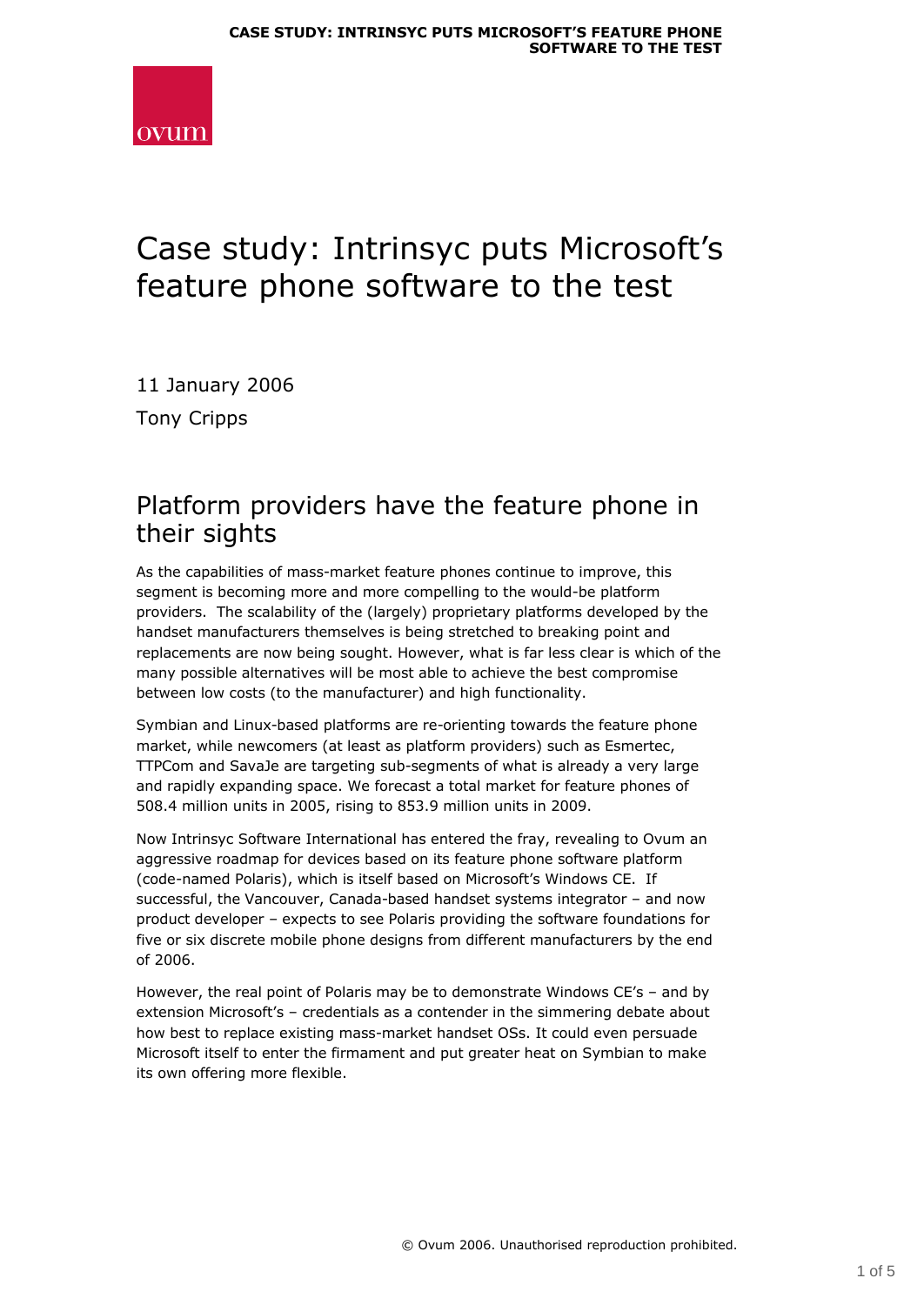# Case study: Intrinsyc puts Microsoft's feature phone software to the test

11 January 2006

Tony Cripps

## Platform providers have the feature phone in their sights

As the capabilities of mass-market feature phones continue to improve, this segment is becoming more and more compelling to the would-be platform providers. The scalability of the (largely) proprietary platforms developed by the handset manufacturers themselves is being stretched to breaking point and replacements are now being sought. However, what is far less clear is which of the many possible alternatives will be most able to achieve the best compromise between low costs (to the manufacturer) and high functionality.

Symbian and Linux-based platforms are re-orienting towards the feature phone market, while newcomers (at least as platform providers) such as Esmertec, TTPCom and SavaJe are targeting sub-segments of what is already a very large and rapidly expanding space. We forecast a total market for feature phones of 508.4 million units in 2005, rising to 853.9 million units in 2009.

Now Intrinsyc Software International has entered the fray, revealing to Ovum an aggressive roadmap for devices based on its feature phone software platform (code-named Polaris), which is itself based on Microsoft's Windows CE. If successful, the Vancouver, Canada-based handset systems integrator – and now product developer – expects to see Polaris providing the software foundations for five or six discrete mobile phone designs from different manufacturers by the end of 2006.

However, the real point of Polaris may be to demonstrate Windows CE's – and by extension Microsoft's – credentials as a contender in the simmering debate about how best to replace existing mass-market handset OSs. It could even persuade Microsoft itself to enter the firmament and put greater heat on Symbian to make its own offering more flexible.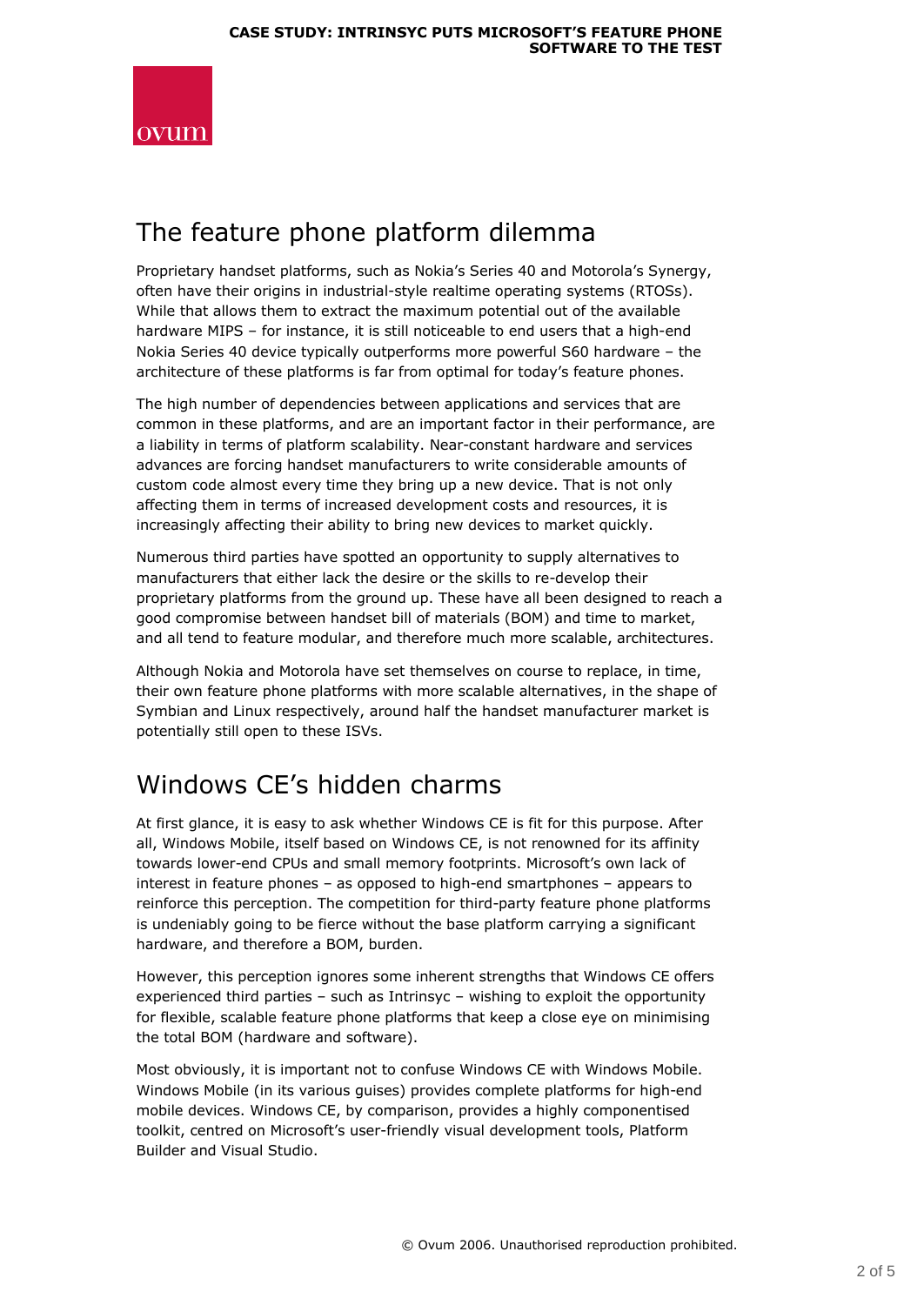## The feature phone platform dilemma

Proprietary handset platforms, such as Nokia's Series 40 and Motorola's Synergy, often have their origins in industrial-style realtime operating systems (RTOSs). While that allows them to extract the maximum potential out of the available hardware MIPS – for instance, it is still noticeable to end users that a high-end Nokia Series 40 device typically outperforms more powerful S60 hardware – the architecture of these platforms is far from optimal for today's feature phones.

The high number of dependencies between applications and services that are common in these platforms, and are an important factor in their performance, are a liability in terms of platform scalability. Near-constant hardware and services advances are forcing handset manufacturers to write considerable amounts of custom code almost every time they bring up a new device. That is not only affecting them in terms of increased development costs and resources, it is increasingly affecting their ability to bring new devices to market quickly.

Numerous third parties have spotted an opportunity to supply alternatives to manufacturers that either lack the desire or the skills to re-develop their proprietary platforms from the ground up. These have all been designed to reach a good compromise between handset bill of materials (BOM) and time to market, and all tend to feature modular, and therefore much more scalable, architectures.

Although Nokia and Motorola have set themselves on course to replace, in time, their own feature phone platforms with more scalable alternatives, in the shape of Symbian and Linux respectively, around half the handset manufacturer market is potentially still open to these ISVs.

## Windows CE's hidden charms

At first glance, it is easy to ask whether Windows CE is fit for this purpose. After all, Windows Mobile, itself based on Windows CE, is not renowned for its affinity towards lower-end CPUs and small memory footprints. Microsoft's own lack of interest in feature phones – as opposed to high-end smartphones – appears to reinforce this perception. The competition for third-party feature phone platforms is undeniably going to be fierce without the base platform carrying a significant hardware, and therefore a BOM, burden.

However, this perception ignores some inherent strengths that Windows CE offers experienced third parties – such as Intrinsyc – wishing to exploit the opportunity for flexible, scalable feature phone platforms that keep a close eye on minimising the total BOM (hardware and software).

Most obviously, it is important not to confuse Windows CE with Windows Mobile. Windows Mobile (in its various guises) provides complete platforms for high-end mobile devices. Windows CE, by comparison, provides a highly componentised toolkit, centred on Microsoft's user-friendly visual development tools, Platform Builder and Visual Studio.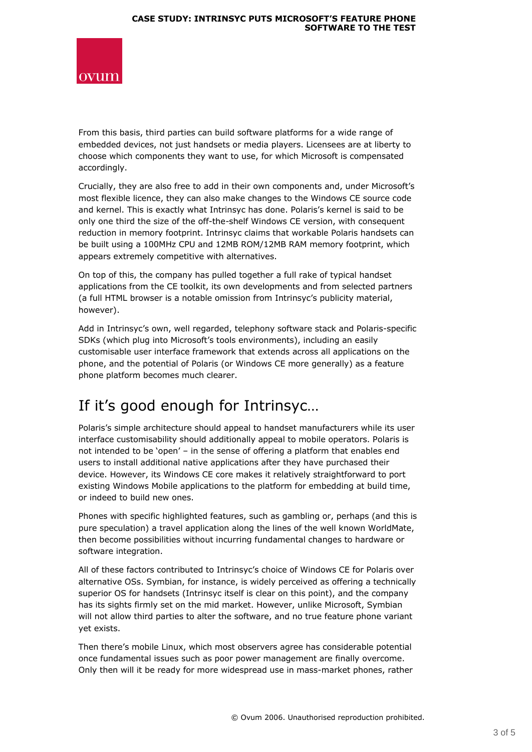From this basis, third parties can build software platforms for a wide range of embedded devices, not just handsets or media players. Licensees are at liberty to choose which components they want to use, for which Microsoft is compensated accordingly.

Crucially, they are also free to add in their own components and, under Microsoft's most flexible licence, they can also make changes to the Windows CE source code and kernel. This is exactly what Intrinsyc has done. Polaris's kernel is said to be only one third the size of the off-the-shelf Windows CE version, with consequent reduction in memory footprint. Intrinsyc claims that workable Polaris handsets can be built using a 100MHz CPU and 12MB ROM/12MB RAM memory footprint, which appears extremely competitive with alternatives.

On top of this, the company has pulled together a full rake of typical handset applications from the CE toolkit, its own developments and from selected partners (a full HTML browser is a notable omission from Intrinsyc's publicity material, however).

Add in Intrinsyc's own, well regarded, telephony software stack and Polaris-specific SDKs (which plug into Microsoft's tools environments), including an easily customisable user interface framework that extends across all applications on the phone, and the potential of Polaris (or Windows CE more generally) as a feature phone platform becomes much clearer.

## If it's good enough for Intrinsyc…

Polaris's simple architecture should appeal to handset manufacturers while its user interface customisability should additionally appeal to mobile operators. Polaris is not intended to be 'open' – in the sense of offering a platform that enables end users to install additional native applications after they have purchased their device. However, its Windows CE core makes it relatively straightforward to port existing Windows Mobile applications to the platform for embedding at build time, or indeed to build new ones.

Phones with specific highlighted features, such as gambling or, perhaps (and this is pure speculation) a travel application along the lines of the well known WorldMate, then become possibilities without incurring fundamental changes to hardware or software integration.

All of these factors contributed to Intrinsyc's choice of Windows CE for Polaris over alternative OSs. Symbian, for instance, is widely perceived as offering a technically superior OS for handsets (Intrinsyc itself is clear on this point), and the company has its sights firmly set on the mid market. However, unlike Microsoft, Symbian will not allow third parties to alter the software, and no true feature phone variant yet exists.

Then there's mobile Linux, which most observers agree has considerable potential once fundamental issues such as poor power management are finally overcome. Only then will it be ready for more widespread use in mass-market phones, rather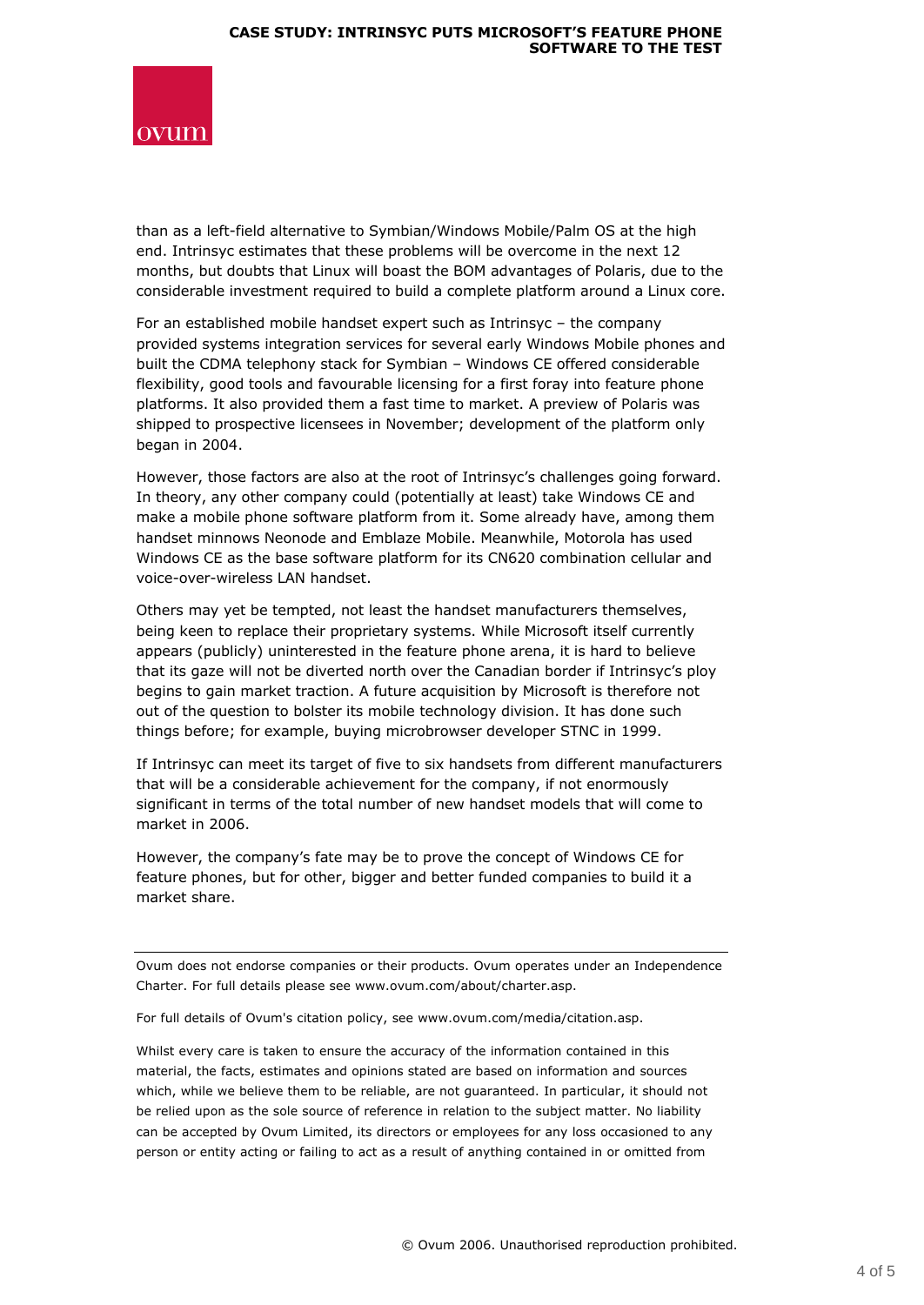than as a left-field alternative to Symbian/Windows Mobile/Palm OS at the high end. Intrinsyc estimates that these problems will be overcome in the next 12 months, but doubts that Linux will boast the BOM advantages of Polaris, due to the considerable investment required to build a complete platform around a Linux core.

For an established mobile handset expert such as Intrinsyc – the company provided systems integration services for several early Windows Mobile phones and built the CDMA telephony stack for Symbian – Windows CE offered considerable flexibility, good tools and favourable licensing for a first foray into feature phone platforms. It also provided them a fast time to market. A preview of Polaris was shipped to prospective licensees in November; development of the platform only began in 2004.

However, those factors are also at the root of Intrinsyc's challenges going forward. In theory, any other company could (potentially at least) take Windows CE and make a mobile phone software platform from it. Some already have, among them handset minnows Neonode and Emblaze Mobile. Meanwhile, Motorola has used Windows CE as the base software platform for its CN620 combination cellular and voice-over-wireless LAN handset.

Others may yet be tempted, not least the handset manufacturers themselves, being keen to replace their proprietary systems. While Microsoft itself currently appears (publicly) uninterested in the feature phone arena, it is hard to believe that its gaze will not be diverted north over the Canadian border if Intrinsyc's ploy begins to gain market traction. A future acquisition by Microsoft is therefore not out of the question to bolster its mobile technology division. It has done such things before; for example, buying microbrowser developer STNC in 1999.

If Intrinsyc can meet its target of five to six handsets from different manufacturers that will be a considerable achievement for the company, if not enormously significant in terms of the total number of new handset models that will come to market in 2006.

However, the company's fate may be to prove the concept of Windows CE for feature phones, but for other, bigger and better funded companies to build it a market share.

---

Ovum does not endorse companies or their products. Ovum operates under an Independence Charter. For full details please see www.ovum.com/about/charter.asp.

For full details of Ovum's citation policy, see www.ovum.com/media/citation.asp.

Whilst every care is taken to ensure the accuracy of the information contained in this material, the facts, estimates and opinions stated are based on information and sources which, while we believe them to be reliable, are not guaranteed. In particular, it should not be relied upon as the sole source of reference in relation to the subject matter. No liability can be accepted by Ovum Limited, its directors or employees for any loss occasioned to any person or entity acting or failing to act as a result of anything contained in or omitted from

© Ovum 2006. Unauthorised reproduction prohibited.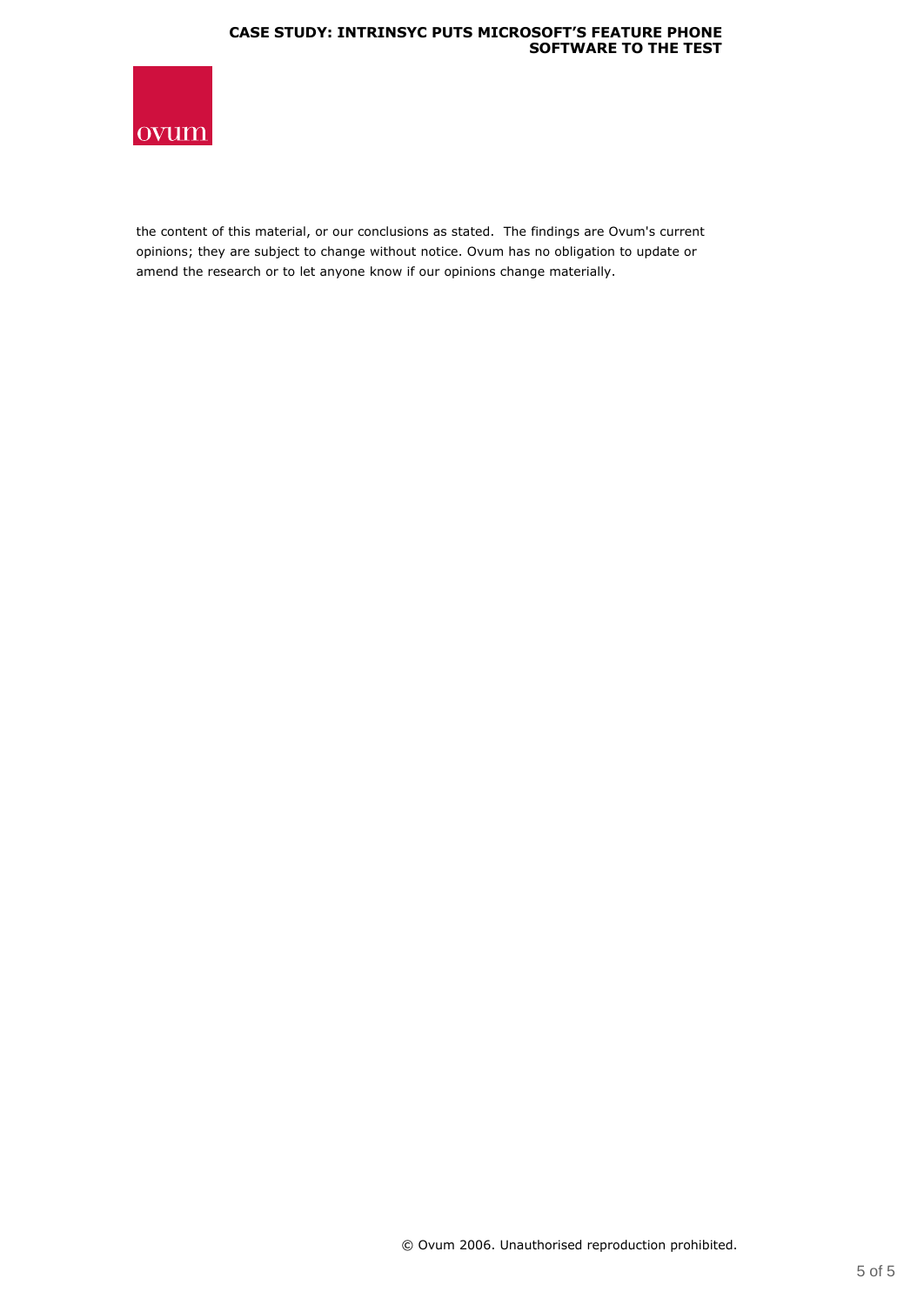the content of this material, or our conclusions as stated. The findings are Ovum's current opinions; they are subject to change without notice. Ovum has no obligation to update or amend the research or to let anyone know if our opinions change materially.

© Ovum 2006. Unauthorised reproduction prohibited.